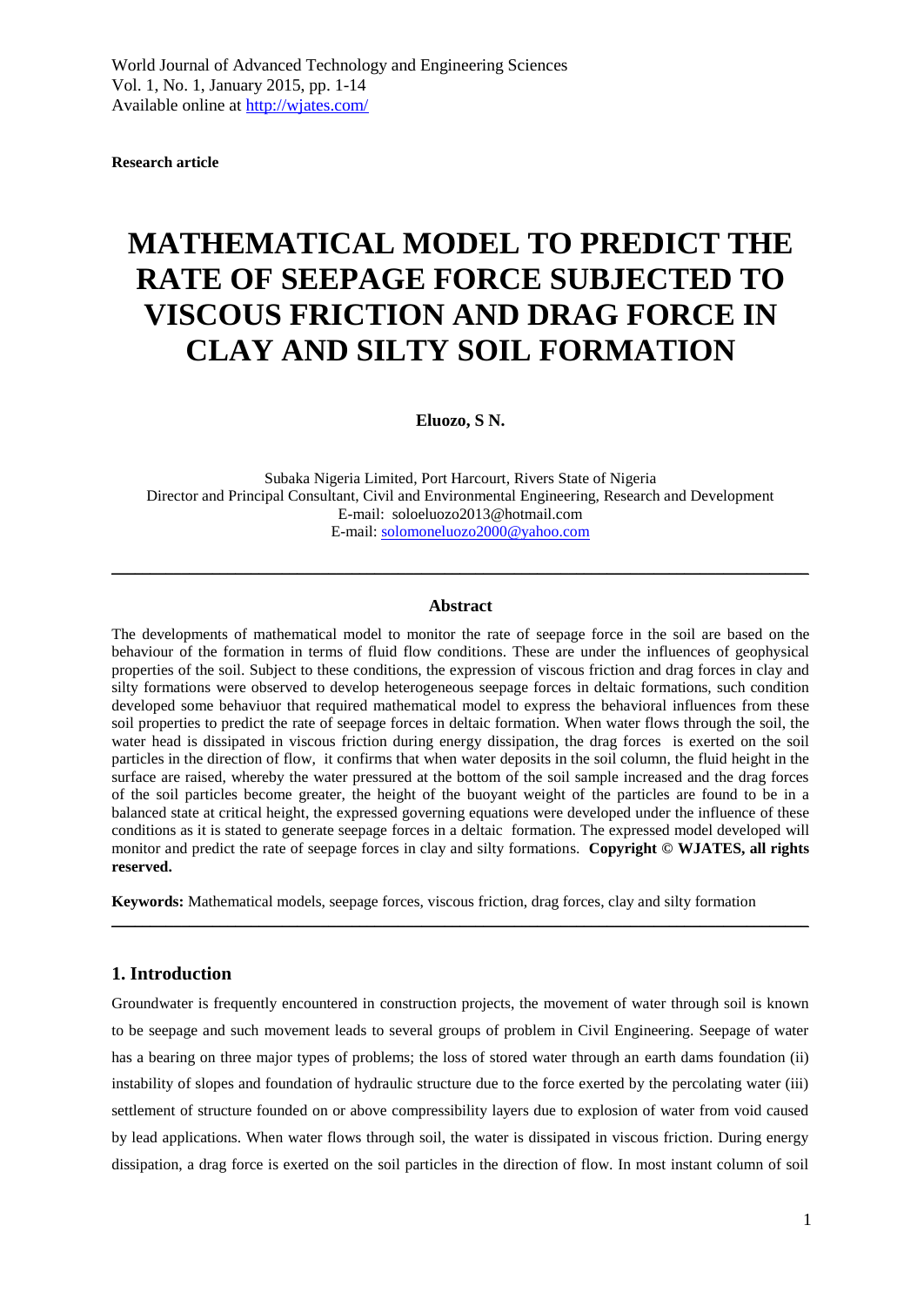World Journal of Advanced Technology and Engineering Sciences
Vol. 1, No. 1, January 2015, pp. 1-14
Available online at http://wjates.com/

**Research article**

# MATHEMATICAL MODEL TO PREDICT THE RATE OF SEEPAGE FORCE SUBJECTED TO VISCOUS FRICTION AND DRAG FORCE IN CLAY AND SILTY SOIL FORMATION

**Eluozo, S N.**

Subaka Nigeria Limited, Port Harcourt, Rivers State of Nigeria
Director and Principal Consultant, Civil and Environmental Engineering, Research and Development
E-mail: soloeluozo2013@hotmail.com
E-mail: solomoneluozo2000@yahoo.com

---

### Abstract

The developments of mathematical model to monitor the rate of seepage force in the soil are based on the behaviour of the formation in terms of fluid flow conditions. These are under the influences of geophysical properties of the soil. Subject to these conditions, the expression of viscous friction and drag forces in clay and silty formations were observed to develop heterogeneous seepage forces in deltaic formations, such condition developed some behaviuor that required mathematical model to express the behavioral influences from these soil properties to predict the rate of seepage forces in deltaic formation. When water flows through the soil, the water head is dissipated in viscous friction during energy dissipation, the drag forces is exerted on the soil particles in the direction of flow, it confirms that when water deposits in the soil column, the fluid height in the surface are raised, whereby the water pressured at the bottom of the soil sample increased and the drag forces of the soil particles become greater, the height of the buoyant weight of the particles are found to be in a balanced state at critical height, the expressed governing equations were developed under the influence of these conditions as it is stated to generate seepage forces in a deltaic formation. The expressed model developed will monitor and predict the rate of seepage forces in clay and silty formations. **Copyright © WJATES, all rights reserved.**

**Keywords:** Mathematical models, seepage forces, viscous friction, drag forces, clay and silty formation

---

## 1. Introduction

Groundwater is frequently encountered in construction projects, the movement of water through soil is known to be seepage and such movement leads to several groups of problem in Civil Engineering. Seepage of water has a bearing on three major types of problems; the loss of stored water through an earth dams foundation (ii) instability of slopes and foundation of hydraulic structure due to the force exerted by the percolating water (iii) settlement of structure founded on or above compressibility layers due to explosion of water from void caused by lead applications. When water flows through soil, the water is dissipated in viscous friction. During energy dissipation, a drag force is exerted on the soil particles in the direction of flow. In most instant column of soil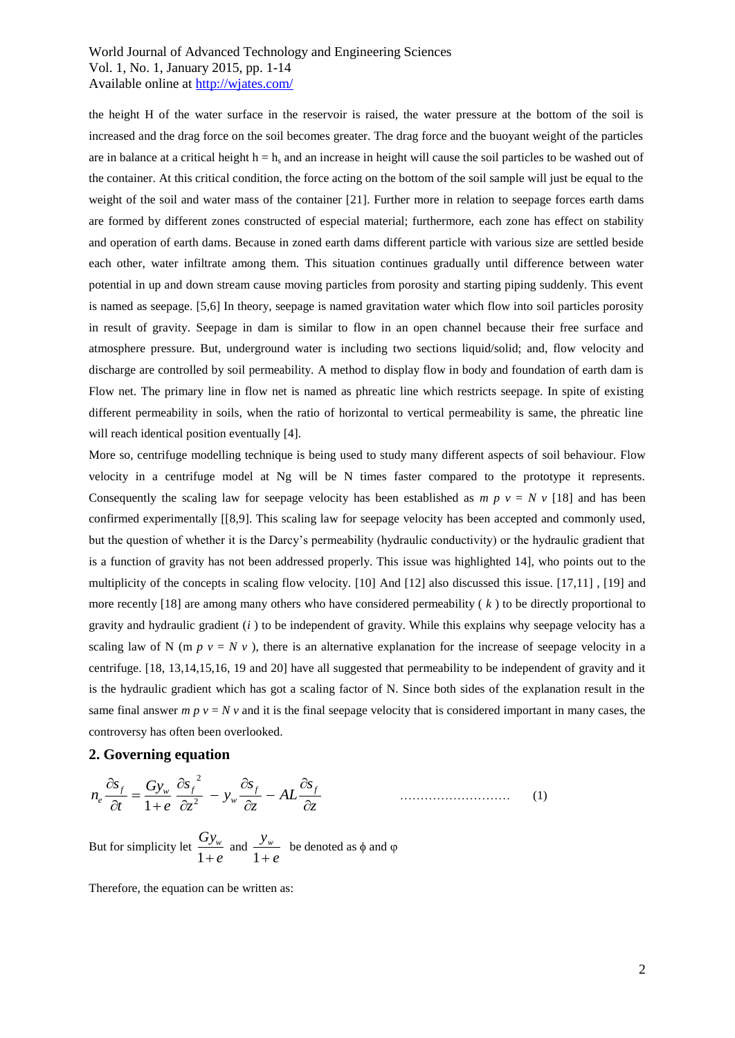the height H of the water surface in the reservoir is raised, the water pressure at the bottom of the soil is increased and the drag force on the soil becomes greater. The drag force and the buoyant weight of the particles are in balance at a critical height $h = h_s$ and an increase in height will cause the soil particles to be washed out of the container. At this critical condition, the force acting on the bottom of the soil sample will just be equal to the weight of the soil and water mass of the container [21]. Further more in relation to seepage forces earth dams are formed by different zones constructed of especial material; furthermore, each zone has effect on stability and operation of earth dams. Because in zoned earth dams different particle with various size are settled beside each other, water infiltrate among them. This situation continues gradually until difference between water potential in up and down stream cause moving particles from porosity and starting piping suddenly. This event is named as seepage. [5,6] In theory, seepage is named gravitation water which flow into soil particles porosity in result of gravity. Seepage in dam is similar to flow in an open channel because their free surface and atmosphere pressure. But, underground water is including two sections liquid/solid; and, flow velocity and discharge are controlled by soil permeability. A method to display flow in body and foundation of earth dam is Flow net. The primary line in flow net is named as phreatic line which restricts seepage. In spite of existing different permeability in soils, when the ratio of horizontal to vertical permeability is same, the phreatic line will reach identical position eventually [4].

More so, centrifuge modelling technique is being used to study many different aspects of soil behaviour. Flow velocity in a centrifuge model at Ng will be N times faster compared to the prototype it represents. Consequently the scaling law for seepage velocity has been established as $m\ p\ v = N\ v$ [18] and has been confirmed experimentally [[8,9]. This scaling law for seepage velocity has been accepted and commonly used, but the question of whether it is the Darcy's permeability (hydraulic conductivity) or the hydraulic gradient that is a function of gravity has not been addressed properly. This issue was highlighted 14], who points out to the multiplicity of the concepts in scaling flow velocity. [10] And [12] also discussed this issue. [17,11] , [19] and more recently [18] are among many others who have considered permeability ( $k$ ) to be directly proportional to gravity and hydraulic gradient ($i$ ) to be independent of gravity. While this explains why seepage velocity has a scaling law of N (m $p\ v = N\ v$ ), there is an alternative explanation for the increase of seepage velocity in a centrifuge. [18, 13,14,15,16, 19 and 20] have all suggested that permeability to be independent of gravity and it is the hydraulic gradient which has got a scaling factor of N. Since both sides of the explanation result in the same final answer $m\ p\ v = N\ v$ and it is the final seepage velocity that is considered important in many cases, the controversy has often been overlooked.

## 2. Governing equation

$$n_e \frac{\partial s_f}{\partial t} = \frac{G y_w}{1+e} \frac{\partial s_f^{\ 2}}{\partial z^2} - y_w \frac{\partial s_f}{\partial z} - AL \frac{\partial s_f}{\partial z} \qquad \text{..........................} \qquad (1)$$

But for simplicity let $\frac{G y_w}{1+e}$ and $\frac{y_w}{1+e}$ be denoted as $\phi$ and $\varphi$

Therefore, the equation can be written as: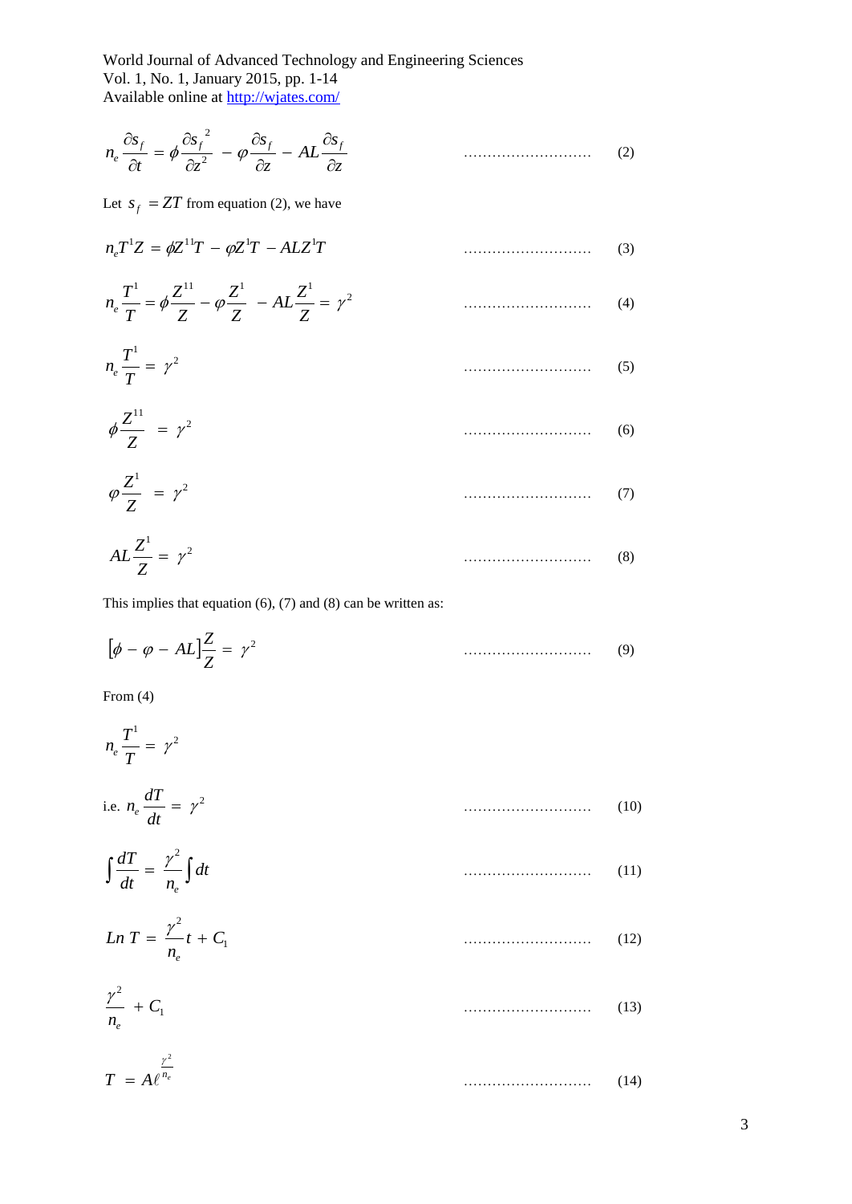$$n_e \frac{\partial s_f}{\partial t} = \phi \frac{\partial s_f^{\,2}}{\partial z^2} - \varphi \frac{\partial s_f}{\partial z} - AL \frac{\partial s_f}{\partial z} \qquad \text{..........................} \qquad (2)$$

Let $s_f = ZT$ from equation (2), we have

$$n_e T^1 Z = \phi Z^{11} T - \varphi Z^1 T - ALZ^1 T \qquad \text{..........................} \qquad (3)$$

$$n_e \frac{T^1}{T} = \phi \frac{Z^{11}}{Z} - \varphi \frac{Z^1}{Z} - AL \frac{Z^1}{Z} = \gamma^2 \qquad \text{..........................} \qquad (4)$$

$$n_e \frac{T^1}{T} = \gamma^2 \qquad \text{..........................} \qquad (5)$$

$$\phi \frac{Z^{11}}{Z} = \gamma^2 \qquad \text{..........................} \qquad (6)$$

$$\varphi \frac{Z^1}{Z} = \gamma^2 \qquad \text{..........................} \qquad (7)$$

$$AL \frac{Z^1}{Z} = \gamma^2 \qquad \text{..........................} \qquad (8)$$

This implies that equation (6), (7) and (8) can be written as:

$$[\phi - \varphi - AL] \frac{Z}{Z} = \gamma^2 \qquad \text{..........................} \qquad (9)$$

From (4)

$$n_e \frac{T^1}{T} = \gamma^2$$

i.e. $$n_e \frac{dT}{dt} = \gamma^2 \qquad \text{..........................} \qquad (10)$$

$$\int \frac{dT}{dt} = \frac{\gamma^2}{n_e} \int dt \qquad \text{..........................} \qquad (11)$$

$$Ln\ T = \frac{\gamma^2}{n_e} t + C_1 \qquad \text{..........................} \qquad (12)$$

$$\frac{\gamma^2}{n_e} + C_1 \qquad \text{..........................} \qquad (13)$$

$$T = A\ell^{\frac{\gamma^2}{n_e}} \qquad \text{..........................} \qquad (14)$$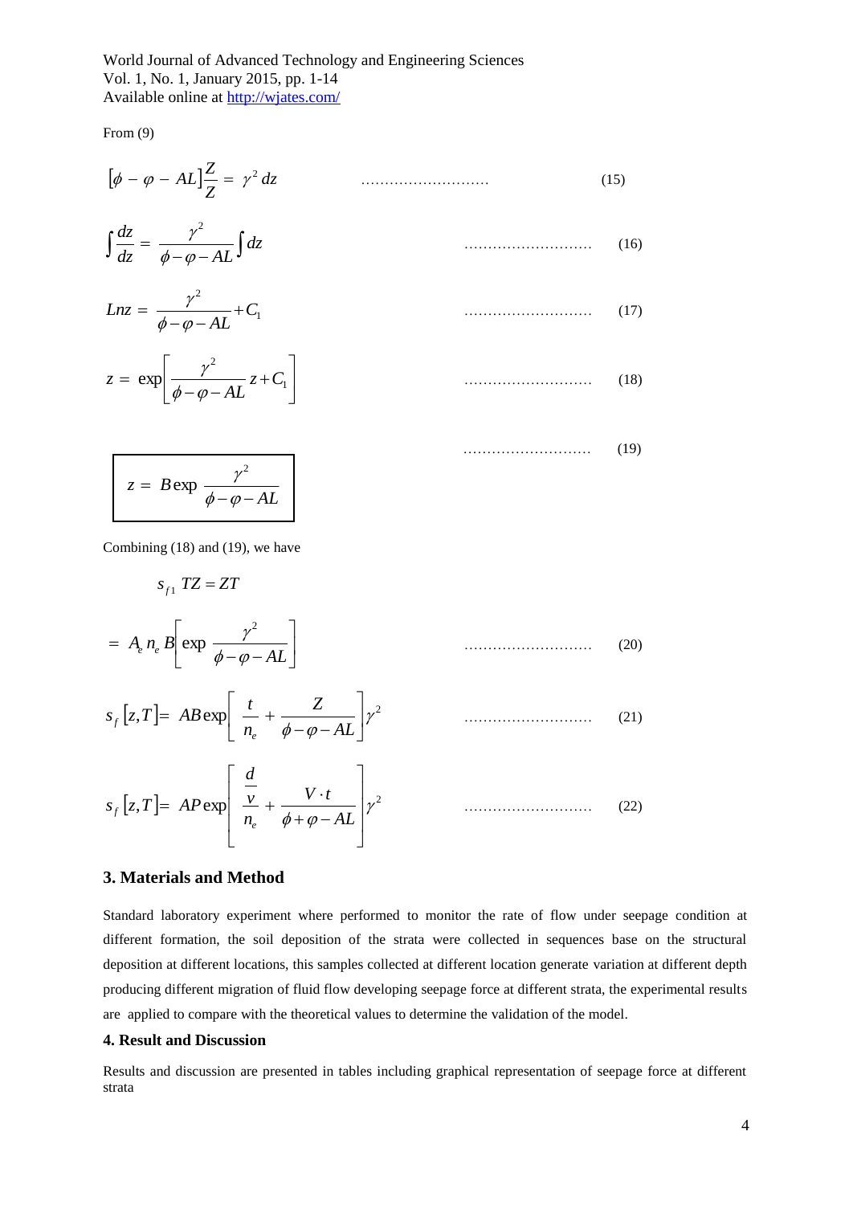From (9)

$$[\phi - \varphi - AL]\frac{Z}{Z} = \gamma^2\, dz \qquad (15)$$

$$\int \frac{dz}{dz} = \frac{\gamma^2}{\phi - \varphi - AL} \int dz \qquad (16)$$

$$Lnz = \frac{\gamma^2}{\phi - \varphi - AL} + C_1 \qquad (17)$$

$$z = \exp\left[\frac{\gamma^2}{\phi - \varphi - AL} z + C_1\right] \qquad (18)$$

$$z = B \exp \frac{\gamma^2}{\phi - \varphi - AL} \qquad (19)$$

Combining (18) and (19), we have

$$s_{f1}\, TZ = ZT$$

$$= A_e\, n_e\, B\left[\exp \frac{\gamma^2}{\phi - \varphi - AL}\right] \qquad (20)$$

$$s_f\,[z,T] = AB \exp\left[\frac{t}{n_e} + \frac{Z}{\phi - \varphi - AL}\right]\gamma^2 \qquad (21)$$

$$s_f\,[z,T] = AP \exp\left[\frac{\frac{d}{v}}{n_e} + \frac{V \cdot t}{\phi + \varphi - AL}\right]\gamma^2 \qquad (22)$$

## 3. Materials and Method

Standard laboratory experiment where performed to monitor the rate of flow under seepage condition at different formation, the soil deposition of the strata were collected in sequences base on the structural deposition at different locations, this samples collected at different location generate variation at different depth producing different migration of fluid flow developing seepage force at different strata, the experimental results are applied to compare with the theoretical values to determine the validation of the model.

## 4. Result and Discussion

Results and discussion are presented in tables including graphical representation of seepage force at different strata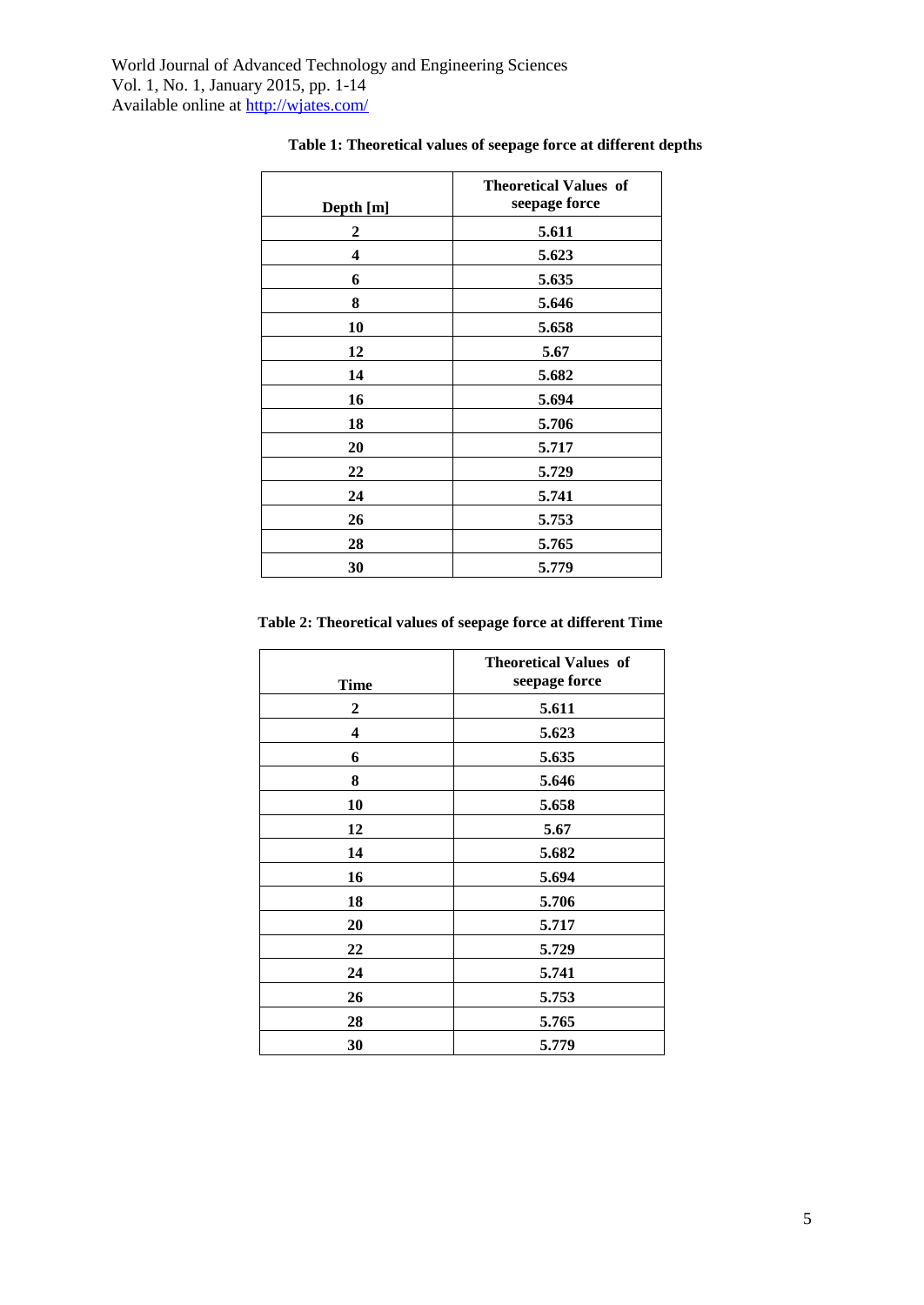**Table 1: Theoretical values of seepage force at different depths**

| Depth [m] | Theoretical Values of seepage force |
|---|---|
| 2 | 5.611 |
| 4 | 5.623 |
| 6 | 5.635 |
| 8 | 5.646 |
| 10 | 5.658 |
| 12 | 5.67 |
| 14 | 5.682 |
| 16 | 5.694 |
| 18 | 5.706 |
| 20 | 5.717 |
| 22 | 5.729 |
| 24 | 5.741 |
| 26 | 5.753 |
| 28 | 5.765 |
| 30 | 5.779 |

**Table 2: Theoretical values of seepage force at different Time**

| Time | Theoretical Values of seepage force |
|---|---|
| 2 | 5.611 |
| 4 | 5.623 |
| 6 | 5.635 |
| 8 | 5.646 |
| 10 | 5.658 |
| 12 | 5.67 |
| 14 | 5.682 |
| 16 | 5.694 |
| 18 | 5.706 |
| 20 | 5.717 |
| 22 | 5.729 |
| 24 | 5.741 |
| 26 | 5.753 |
| 28 | 5.765 |
| 30 | 5.779 |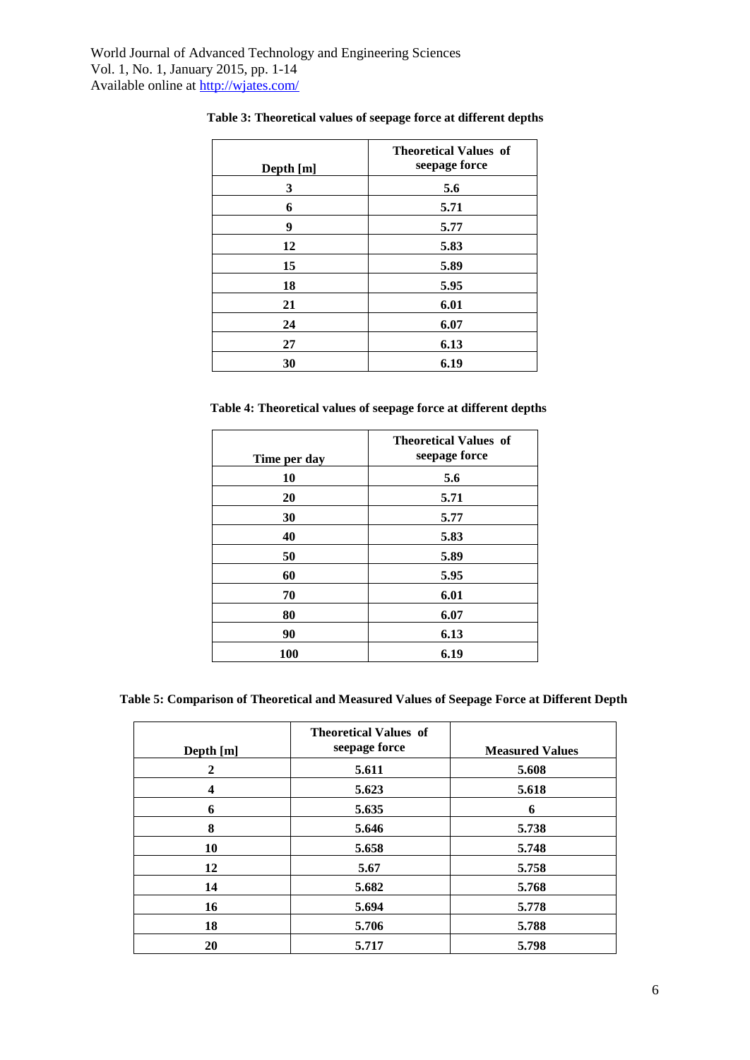**Table 3: Theoretical values of seepage force at different depths**

| Depth [m] | Theoretical Values of seepage force |
|---|---|
| 3 | 5.6 |
| 6 | 5.71 |
| 9 | 5.77 |
| 12 | 5.83 |
| 15 | 5.89 |
| 18 | 5.95 |
| 21 | 6.01 |
| 24 | 6.07 |
| 27 | 6.13 |
| 30 | 6.19 |

**Table 4: Theoretical values of seepage force at different depths**

| Time per day | Theoretical Values of seepage force |
|---|---|
| 10 | 5.6 |
| 20 | 5.71 |
| 30 | 5.77 |
| 40 | 5.83 |
| 50 | 5.89 |
| 60 | 5.95 |
| 70 | 6.01 |
| 80 | 6.07 |
| 90 | 6.13 |
| 100 | 6.19 |

**Table 5: Comparison of Theoretical and Measured Values of Seepage Force at Different Depth**

| Depth [m] | Theoretical Values of seepage force | Measured Values |
|---|---|---|
| 2 | 5.611 | 5.608 |
| 4 | 5.623 | 5.618 |
| 6 | 5.635 | 6 |
| 8 | 5.646 | 5.738 |
| 10 | 5.658 | 5.748 |
| 12 | 5.67 | 5.758 |
| 14 | 5.682 | 5.768 |
| 16 | 5.694 | 5.778 |
| 18 | 5.706 | 5.788 |
| 20 | 5.717 | 5.798 |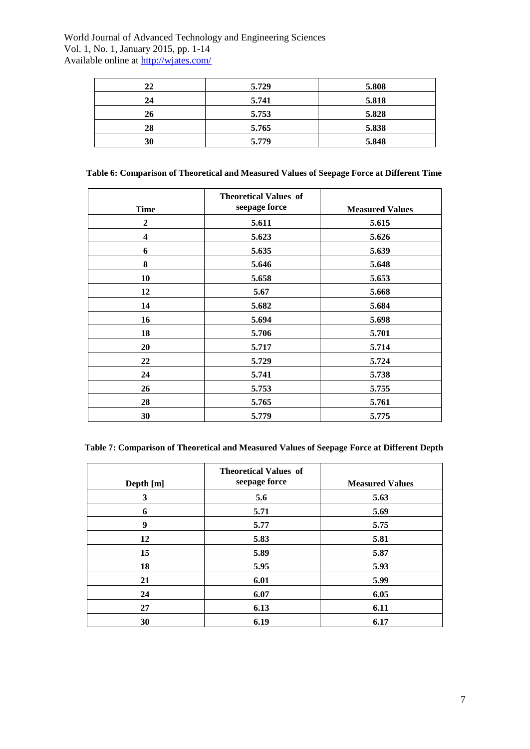| 22 | 5.729 | 5.808 |
|---|---|---|
| 24 | 5.741 | 5.818 |
| 26 | 5.753 | 5.828 |
| 28 | 5.765 | 5.838 |
| 30 | 5.779 | 5.848 |

**Table 6: Comparison of Theoretical and Measured Values of Seepage Force at Different Time**

| Time | Theoretical Values of seepage force | Measured Values |
|---|---|---|
| 2 | 5.611 | 5.615 |
| 4 | 5.623 | 5.626 |
| 6 | 5.635 | 5.639 |
| 8 | 5.646 | 5.648 |
| 10 | 5.658 | 5.653 |
| 12 | 5.67 | 5.668 |
| 14 | 5.682 | 5.684 |
| 16 | 5.694 | 5.698 |
| 18 | 5.706 | 5.701 |
| 20 | 5.717 | 5.714 |
| 22 | 5.729 | 5.724 |
| 24 | 5.741 | 5.738 |
| 26 | 5.753 | 5.755 |
| 28 | 5.765 | 5.761 |
| 30 | 5.779 | 5.775 |

**Table 7: Comparison of Theoretical and Measured Values of Seepage Force at Different Depth**

| Depth [m] | Theoretical Values of seepage force | Measured Values |
|---|---|---|
| 3 | 5.6 | 5.63 |
| 6 | 5.71 | 5.69 |
| 9 | 5.77 | 5.75 |
| 12 | 5.83 | 5.81 |
| 15 | 5.89 | 5.87 |
| 18 | 5.95 | 5.93 |
| 21 | 6.01 | 5.99 |
| 24 | 6.07 | 6.05 |
| 27 | 6.13 | 6.11 |
| 30 | 6.19 | 6.17 |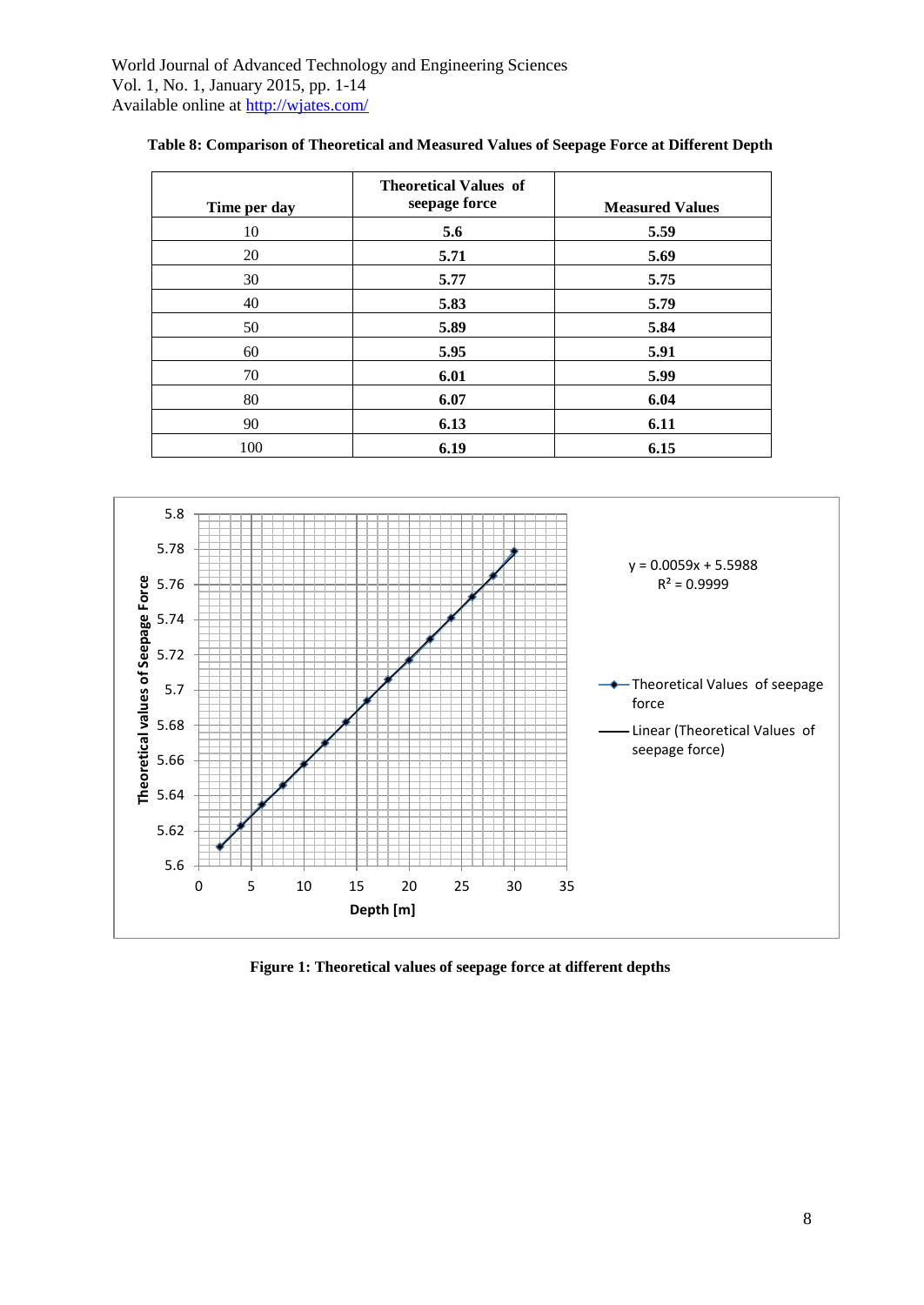**Table 8: Comparison of Theoretical and Measured Values of Seepage Force at Different Depth**

| Time per day | Theoretical Values of seepage force | Measured Values |
|---|---|---|
| 10 | **5.6** | **5.59** |
| 20 | **5.71** | **5.69** |
| 30 | **5.77** | **5.75** |
| 40 | **5.83** | **5.79** |
| 50 | **5.89** | **5.84** |
| 60 | **5.95** | **5.91** |
| 70 | **6.01** | **5.99** |
| 80 | **6.07** | **6.04** |
| 90 | **6.13** | **6.11** |
| 100 | **6.19** | **6.15** |

**Figure 1: Theoretical values of seepage force at different depths**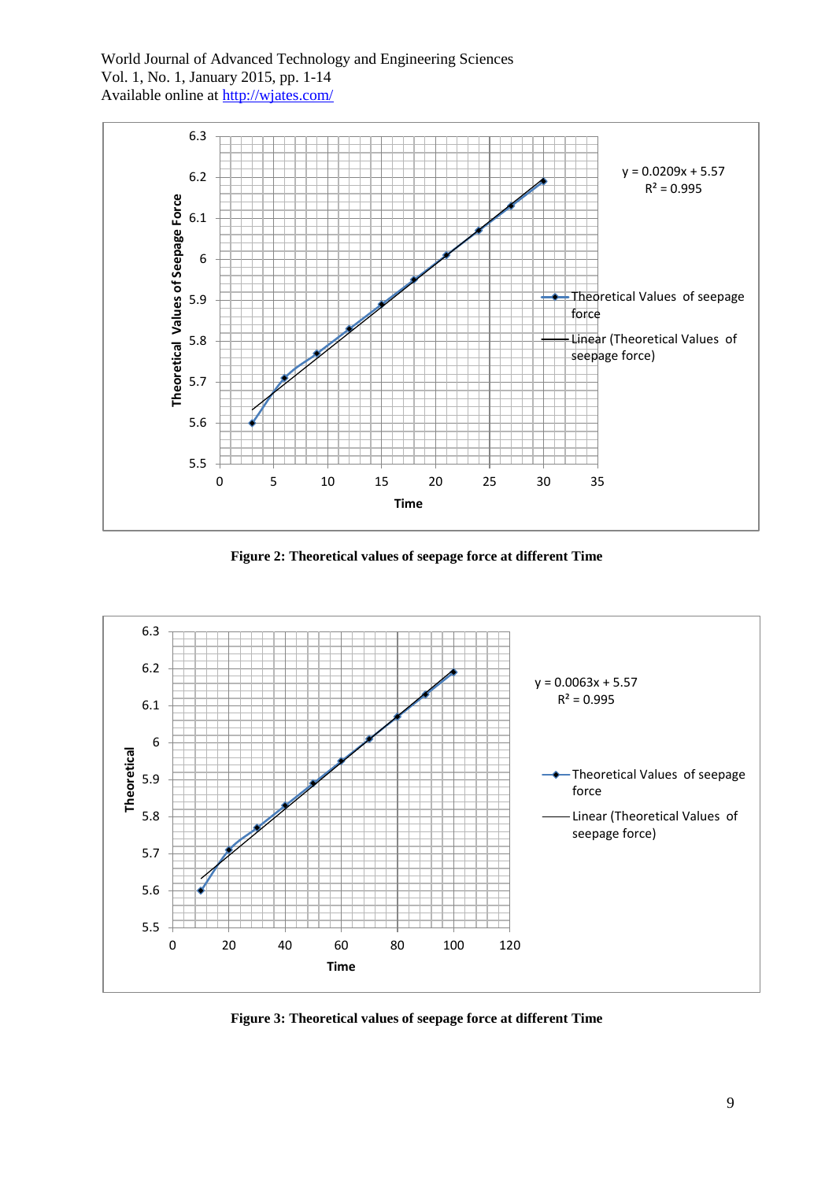Figure 2: Theoretical values of seepage force at different Time

Figure 3: Theoretical values of seepage force at different Time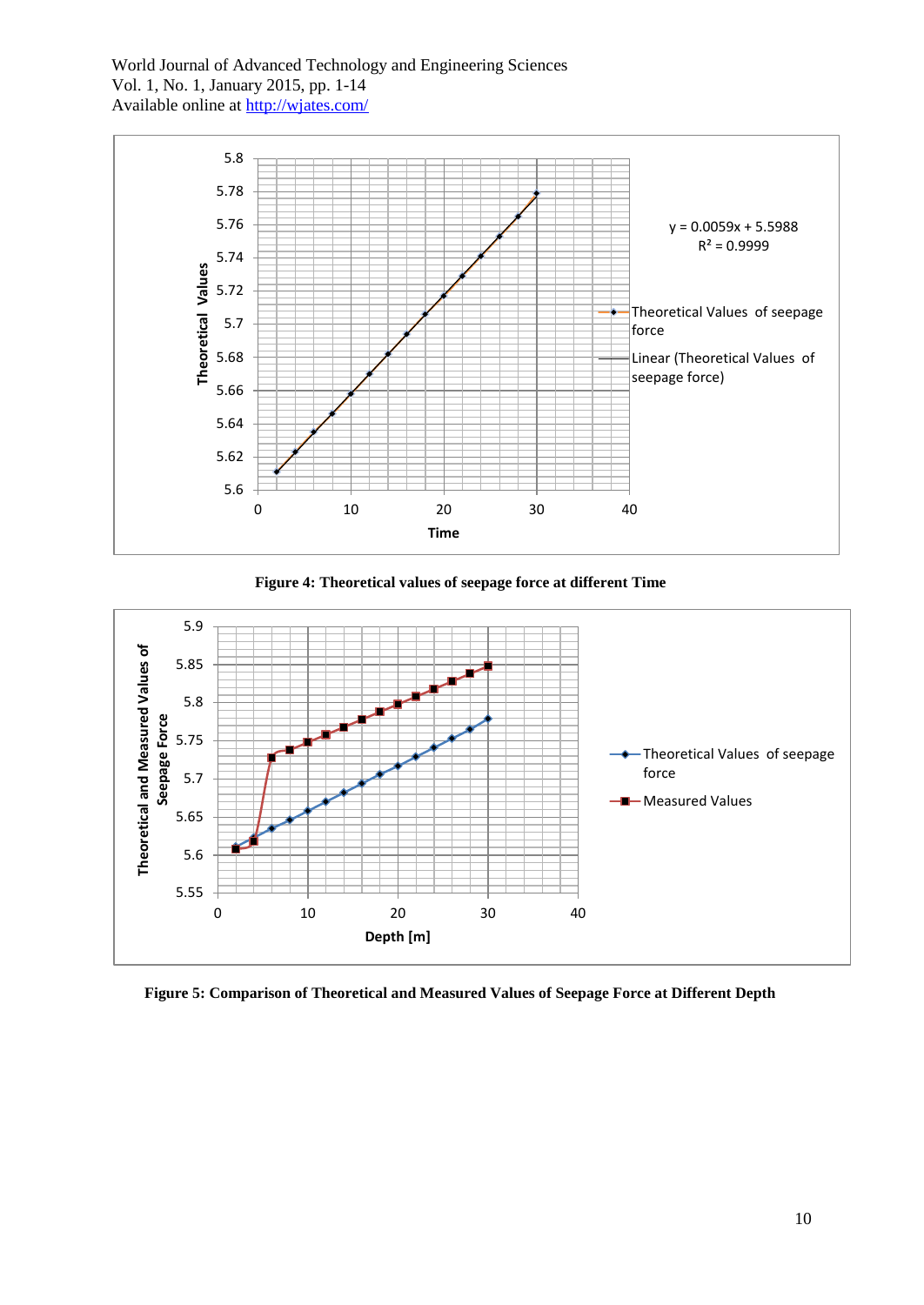Figure 4: Theoretical values of seepage force at different Time

Figure 5: Comparison of Theoretical and Measured Values of Seepage Force at Different Depth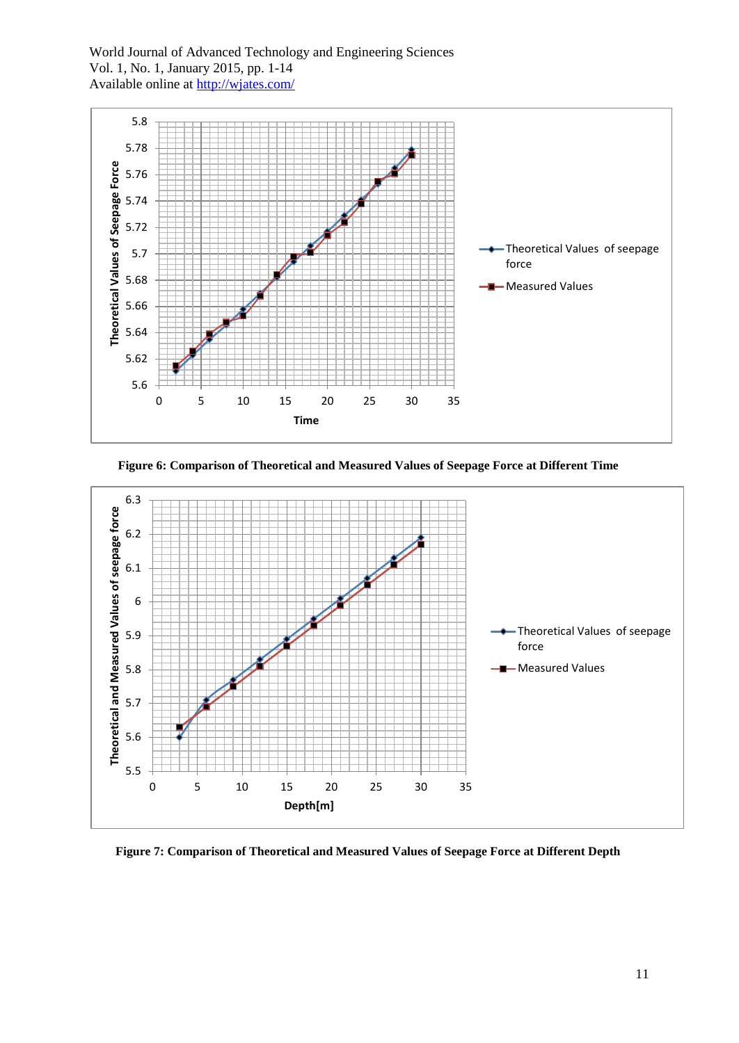**Figure 6: Comparison of Theoretical and Measured Values of Seepage Force at Different Time**

**Figure 7: Comparison of Theoretical and Measured Values of Seepage Force at Different Depth**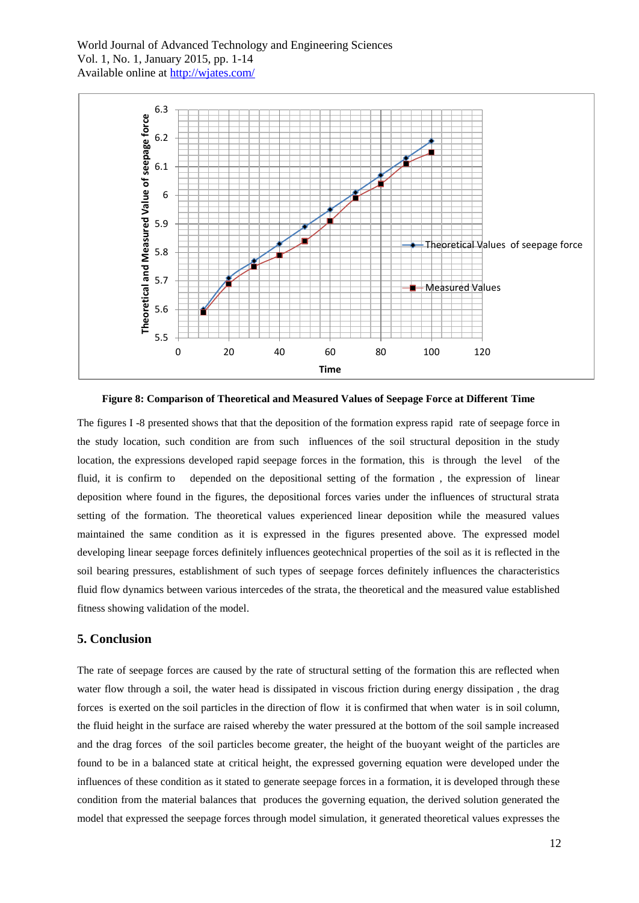**Figure 8: Comparison of Theoretical and Measured Values of Seepage Force at Different Time**

The figures I -8 presented shows that that the deposition of the formation express rapid rate of seepage force in the study location, such condition are from such influences of the soil structural deposition in the study location, the expressions developed rapid seepage forces in the formation, this is through the level of the fluid, it is confirm to depended on the depositional setting of the formation , the expression of linear deposition where found in the figures, the depositional forces varies under the influences of structural strata setting of the formation. The theoretical values experienced linear deposition while the measured values maintained the same condition as it is expressed in the figures presented above. The expressed model developing linear seepage forces definitely influences geotechnical properties of the soil as it is reflected in the soil bearing pressures, establishment of such types of seepage forces definitely influences the characteristics fluid flow dynamics between various intercedes of the strata, the theoretical and the measured value established fitness showing validation of the model.

## 5. Conclusion

The rate of seepage forces are caused by the rate of structural setting of the formation this are reflected when water flow through a soil, the water head is dissipated in viscous friction during energy dissipation , the drag forces is exerted on the soil particles in the direction of flow it is confirmed that when water is in soil column, the fluid height in the surface are raised whereby the water pressured at the bottom of the soil sample increased and the drag forces of the soil particles become greater, the height of the buoyant weight of the particles are found to be in a balanced state at critical height, the expressed governing equation were developed under the influences of these condition as it stated to generate seepage forces in a formation, it is developed through these condition from the material balances that produces the governing equation, the derived solution generated the model that expressed the seepage forces through model simulation, it generated theoretical values expresses the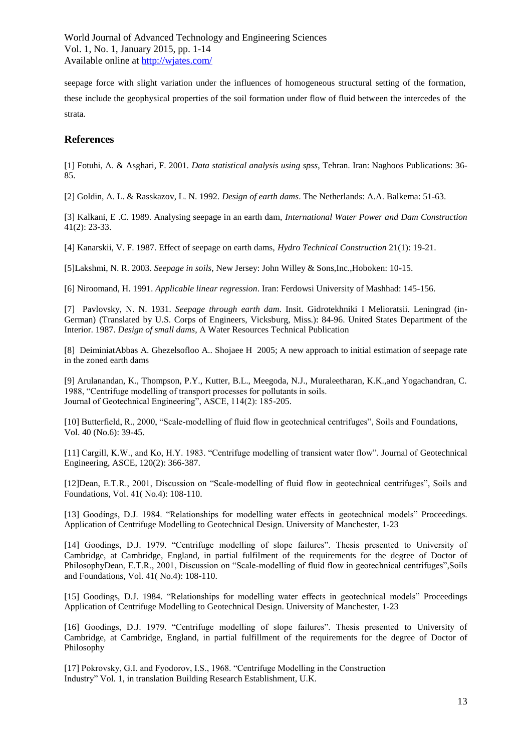seepage force with slight variation under the influences of homogeneous structural setting of the formation, these include the geophysical properties of the soil formation under flow of fluid between the intercedes of the strata.

## References

[1] Fotuhi, A. & Asghari, F. 2001. *Data statistical analysis using spss*, Tehran. Iran: Naghoos Publications: 36-85.

[2] Goldin, A. L. & Rasskazov, L. N. 1992. *Design of earth dams*. The Netherlands: A.A. Balkema: 51-63.

[3] Kalkani, E .C. 1989. Analysing seepage in an earth dam, *International Water Power and Dam Construction* 41(2): 23-33.

[4] Kanarskii, V. F. 1987. Effect of seepage on earth dams, *Hydro Technical Construction* 21(1): 19-21.

[5]Lakshmi, N. R. 2003. *Seepage in soils*, New Jersey: John Willey & Sons,Inc.,Hoboken: 10-15.

[6] Niroomand, H. 1991. *Applicable linear regression*. Iran: Ferdowsi University of Mashhad: 145-156.

[7] Pavlovsky, N. N. 1931. *Seepage through earth dam*. Insit. Gidrotekhniki I Melioratsii. Leningrad (in-German) (Translated by U.S. Corps of Engineers, Vicksburg, Miss.): 84-96. United States Department of the Interior. 1987. *Design of small dams*, A Water Resources Technical Publication

[8] DeiminiatAbbas A. Ghezelsofloo A.. Shojaee H 2005; A new approach to initial estimation of seepage rate in the zoned earth dams

[9] Arulanandan, K., Thompson, P.Y., Kutter, B.L., Meegoda, N.J., Muraleetharan, K.K.,and Yogachandran, C. 1988, "Centrifuge modelling of transport processes for pollutants in soils. Journal of Geotechnical Engineering", ASCE, 114(2): 185-205.

[10] Butterfield, R., 2000, "Scale-modelling of fluid flow in geotechnical centrifuges", Soils and Foundations, Vol. 40 (No.6): 39-45.

[11] Cargill, K.W., and Ko, H.Y. 1983. "Centrifuge modelling of transient water flow". Journal of Geotechnical Engineering, ASCE, 120(2): 366-387.

[12]Dean, E.T.R., 2001, Discussion on "Scale-modelling of fluid flow in geotechnical centrifuges", Soils and Foundations, Vol. 41( No.4): 108-110.

[13] Goodings, D.J. 1984. "Relationships for modelling water effects in geotechnical models" Proceedings. Application of Centrifuge Modelling to Geotechnical Design. University of Manchester, 1-23

[14] Goodings, D.J. 1979. "Centrifuge modelling of slope failures". Thesis presented to University of Cambridge, at Cambridge, England, in partial fulfilment of the requirements for the degree of Doctor of PhilosophyDean, E.T.R., 2001, Discussion on "Scale-modelling of fluid flow in geotechnical centrifuges",Soils and Foundations, Vol. 41( No.4): 108-110.

[15] Goodings, D.J. 1984. "Relationships for modelling water effects in geotechnical models" Proceedings Application of Centrifuge Modelling to Geotechnical Design. University of Manchester, 1-23

[16] Goodings, D.J. 1979. "Centrifuge modelling of slope failures". Thesis presented to University of Cambridge, at Cambridge, England, in partial fulfillment of the requirements for the degree of Doctor of Philosophy

[17] Pokrovsky, G.I. and Fyodorov, I.S., 1968. "Centrifuge Modelling in the Construction Industry" Vol. 1, in translation Building Research Establishment, U.K.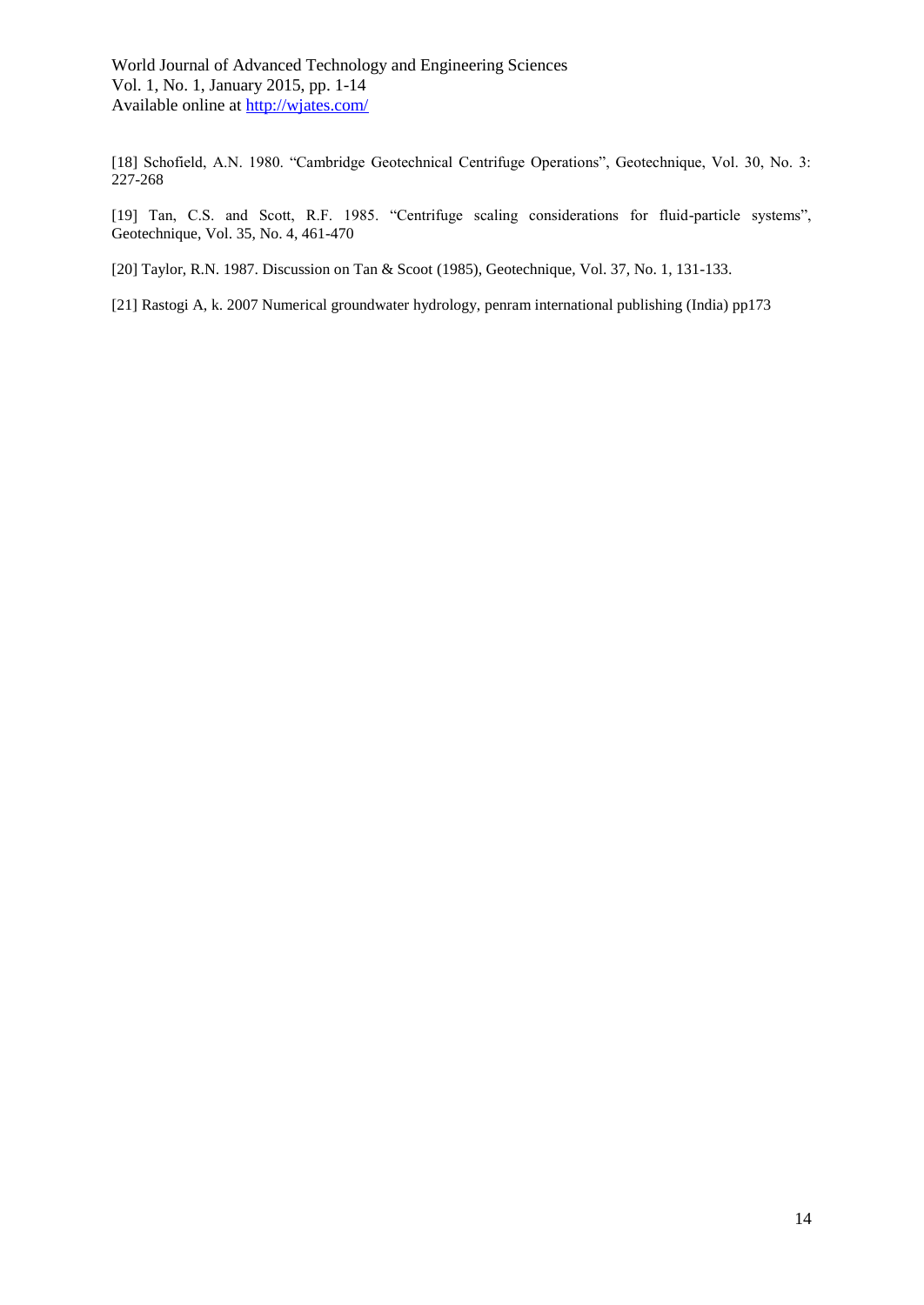[18] Schofield, A.N. 1980. "Cambridge Geotechnical Centrifuge Operations", Geotechnique, Vol. 30, No. 3: 227-268

[19] Tan, C.S. and Scott, R.F. 1985. "Centrifuge scaling considerations for fluid-particle systems", Geotechnique, Vol. 35, No. 4, 461-470

[20] Taylor, R.N. 1987. Discussion on Tan & Scoot (1985), Geotechnique, Vol. 37, No. 1, 131-133.

[21] Rastogi A, k. 2007 Numerical groundwater hydrology, penram international publishing (India) pp173